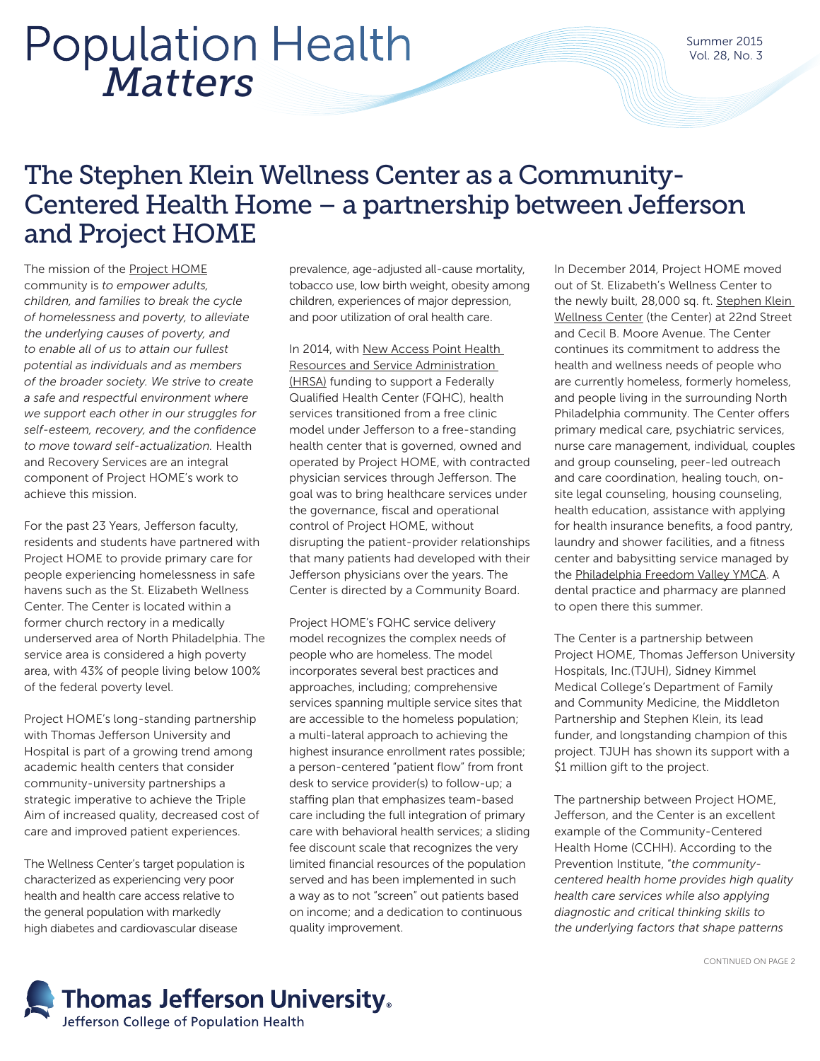# Population Health *Matters*

Summer 2015
Vol. 28, No. 3

## The Stephen Klein Wellness Center as a Community-Centered Health Home – a partnership between Jefferson and Project HOME

The mission of the Project HOME community is *to empower adults, children, and families to break the cycle of homelessness and poverty, to alleviate the underlying causes of poverty, and to enable all of us to attain our fullest potential as individuals and as members of the broader society. We strive to create a safe and respectful environment where we support each other in our struggles for self-esteem, recovery, and the confidence to move toward self-actualization.* Health and Recovery Services are an integral component of Project HOME's work to achieve this mission.

For the past 23 Years, Jefferson faculty, residents and students have partnered with Project HOME to provide primary care for people experiencing homelessness in safe havens such as the St. Elizabeth Wellness Center. The Center is located within a former church rectory in a medically underserved area of North Philadelphia. The service area is considered a high poverty area, with 43% of people living below 100% of the federal poverty level.

Project HOME's long-standing partnership with Thomas Jefferson University and Hospital is part of a growing trend among academic health centers that consider community-university partnerships a strategic imperative to achieve the Triple Aim of increased quality, decreased cost of care and improved patient experiences.

The Wellness Center's target population is characterized as experiencing very poor health and health care access relative to the general population with markedly high diabetes and cardiovascular disease prevalence, age-adjusted all-cause mortality, tobacco use, low birth weight, obesity among children, experiences of major depression, and poor utilization of oral health care.

In 2014, with New Access Point Health Resources and Service Administration (HRSA) funding to support a Federally Qualified Health Center (FQHC), health services transitioned from a free clinic model under Jefferson to a free-standing health center that is governed, owned and operated by Project HOME, with contracted physician services through Jefferson. The goal was to bring healthcare services under the governance, fiscal and operational control of Project HOME, without disrupting the patient-provider relationships that many patients had developed with their Jefferson physicians over the years. The Center is directed by a Community Board.

Project HOME's FQHC service delivery model recognizes the complex needs of people who are homeless. The model incorporates several best practices and approaches, including; comprehensive services spanning multiple service sites that are accessible to the homeless population; a multi-lateral approach to achieving the highest insurance enrollment rates possible; a person-centered "patient flow" from front desk to service provider(s) to follow-up; a staffing plan that emphasizes team-based care including the full integration of primary care with behavioral health services; a sliding fee discount scale that recognizes the very limited financial resources of the population served and has been implemented in such a way as to not "screen" out patients based on income; and a dedication to continuous quality improvement.

In December 2014, Project HOME moved out of St. Elizabeth's Wellness Center to the newly built, 28,000 sq. ft. Stephen Klein Wellness Center (the Center) at 22nd Street and Cecil B. Moore Avenue. The Center continues its commitment to address the health and wellness needs of people who are currently homeless, formerly homeless, and people living in the surrounding North Philadelphia community. The Center offers primary medical care, psychiatric services, nurse care management, individual, couples and group counseling, peer-led outreach and care coordination, healing touch, on-site legal counseling, housing counseling, health education, assistance with applying for health insurance benefits, a food pantry, laundry and shower facilities, and a fitness center and babysitting service managed by the Philadelphia Freedom Valley YMCA. A dental practice and pharmacy are planned to open there this summer.

The Center is a partnership between Project HOME, Thomas Jefferson University Hospitals, Inc.(TJUH), Sidney Kimmel Medical College's Department of Family and Community Medicine, the Middleton Partnership and Stephen Klein, its lead funder, and longstanding champion of this project. TJUH has shown its support with a $1 million gift to the project.

The partnership between Project HOME, Jefferson, and the Center is an excellent example of the Community-Centered Health Home (CCHH). According to the Prevention Institute, "*the community-centered health home provides high quality health care services while also applying diagnostic and critical thinking skills to the underlying factors that shape patterns*

CONTINUED ON PAGE 2

Thomas Jefferson University
Jefferson College of Population Health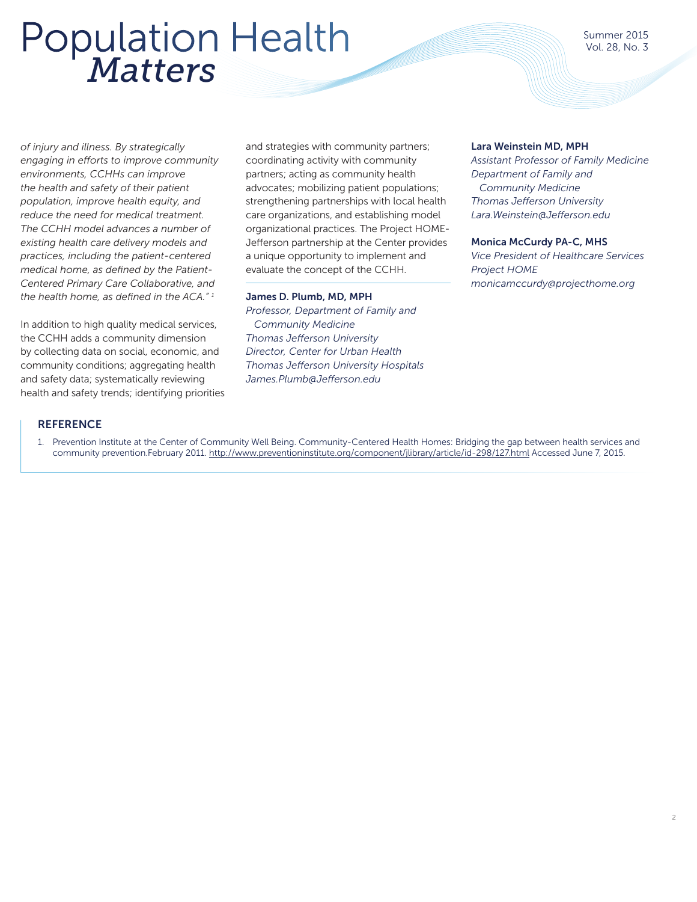*of injury and illness. By strategically engaging in efforts to improve community environments, CCHHs can improve the health and safety of their patient population, improve health equity, and reduce the need for medical treatment. The CCHH model advances a number of existing health care delivery models and practices, including the patient-centered medical home, as defined by the Patient-Centered Primary Care Collaborative, and the health home, as defined in the ACA."* [1]

In addition to high quality medical services, the CCHH adds a community dimension by collecting data on social, economic, and community conditions; aggregating health and safety data; systematically reviewing health and safety trends; identifying priorities and strategies with community partners; coordinating activity with community partners; acting as community health advocates; mobilizing patient populations; strengthening partnerships with local health care organizations, and establishing model organizational practices. The Project HOME-Jefferson partnership at the Center provides a unique opportunity to implement and evaluate the concept of the CCHH.

**James D. Plumb, MD, MPH**
*Professor, Department of Family and Community Medicine*
*Thomas Jefferson University*
*Director, Center for Urban Health*
*Thomas Jefferson University Hospitals*
*James.Plumb@Jefferson.edu*

**Lara Weinstein MD, MPH**
*Assistant Professor of Family Medicine*
*Department of Family and Community Medicine*
*Thomas Jefferson University*
*Lara.Weinstein@Jefferson.edu*

**Monica McCurdy PA-C, MHS**
*Vice President of Healthcare Services*
*Project HOME*
*monicamccurdy@projecthome.org*

## REFERENCE

1. Prevention Institute at the Center of Community Well Being. Community-Centered Health Homes: Bridging the gap between health services and community prevention.February 2011. http://www.preventioninstitute.org/component/jlibrary/article/id-298/127.html Accessed June 7, 2015.